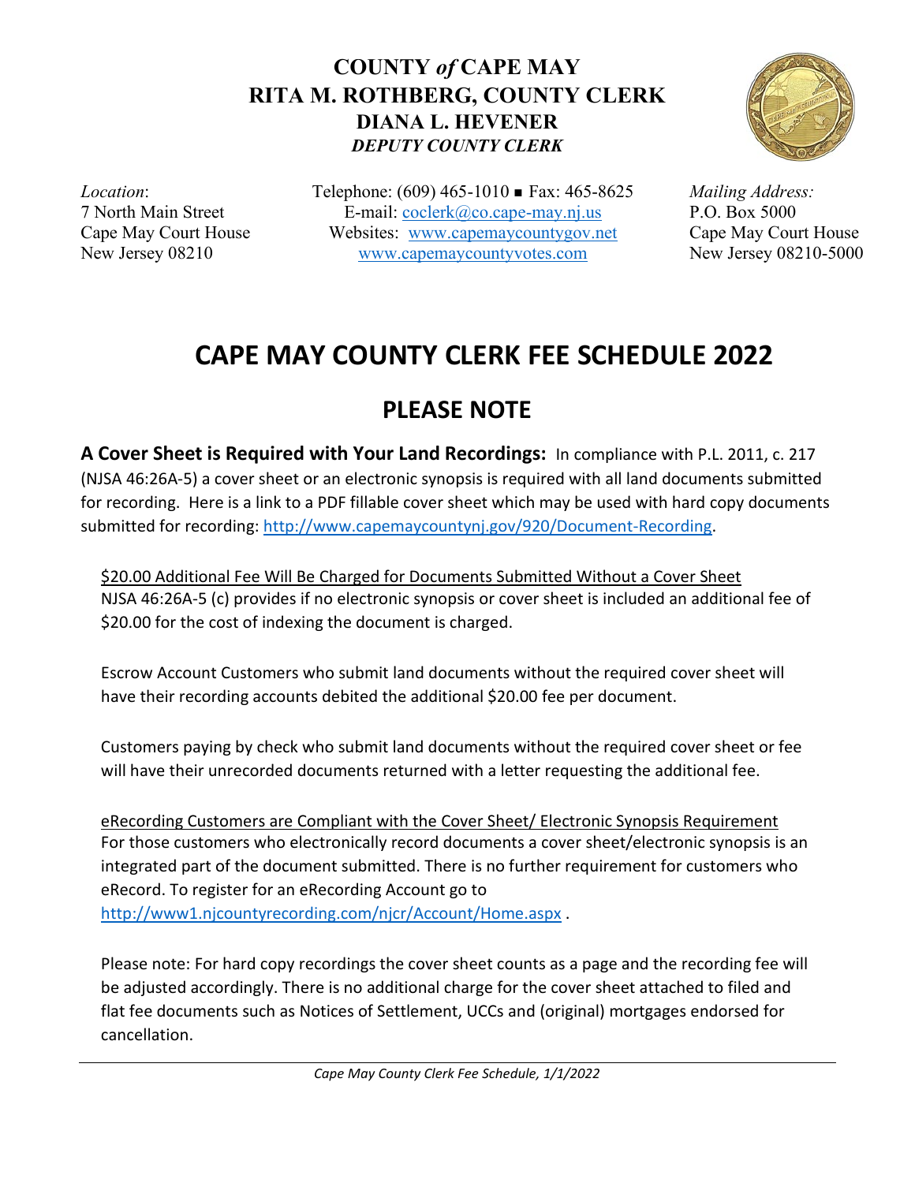**COUNTY *of* CAPE MAY**
**RITA M. ROTHBERG, COUNTY CLERK**
**DIANA L. HEVENER**
***DEPUTY COUNTY CLERK***

*Location*:
7 North Main Street
Cape May Court House
New Jersey 08210

Telephone: (609) 465-1010 ■ Fax: 465-8625
E-mail: coclerk@co.cape-may.nj.us
Websites: www.capemaycountygov.net
www.capemaycountyvotes.com

*Mailing Address:*
P.O. Box 5000
Cape May Court House
New Jersey 08210-5000

# CAPE MAY COUNTY CLERK FEE SCHEDULE 2022

## PLEASE NOTE

**A Cover Sheet is Required with Your Land Recordings:** In compliance with P.L. 2011, c. 217 (NJSA 46:26A-5) a cover sheet or an electronic synopsis is required with all land documents submitted for recording. Here is a link to a PDF fillable cover sheet which may be used with hard copy documents submitted for recording: http://www.capemaycountynj.gov/920/Document-Recording.

$20.00 Additional Fee Will Be Charged for Documents Submitted Without a Cover Sheet
NJSA 46:26A-5 (c) provides if no electronic synopsis or cover sheet is included an additional fee of $20.00 for the cost of indexing the document is charged.

Escrow Account Customers who submit land documents without the required cover sheet will have their recording accounts debited the additional $20.00 fee per document.

Customers paying by check who submit land documents without the required cover sheet or fee will have their unrecorded documents returned with a letter requesting the additional fee.

eRecording Customers are Compliant with the Cover Sheet/ Electronic Synopsis Requirement
For those customers who electronically record documents a cover sheet/electronic synopsis is an integrated part of the document submitted. There is no further requirement for customers who eRecord. To register for an eRecording Account go to http://www1.njcountyrecording.com/njcr/Account/Home.aspx .

Please note: For hard copy recordings the cover sheet counts as a page and the recording fee will be adjusted accordingly. There is no additional charge for the cover sheet attached to filed and flat fee documents such as Notices of Settlement, UCCs and (original) mortgages endorsed for cancellation.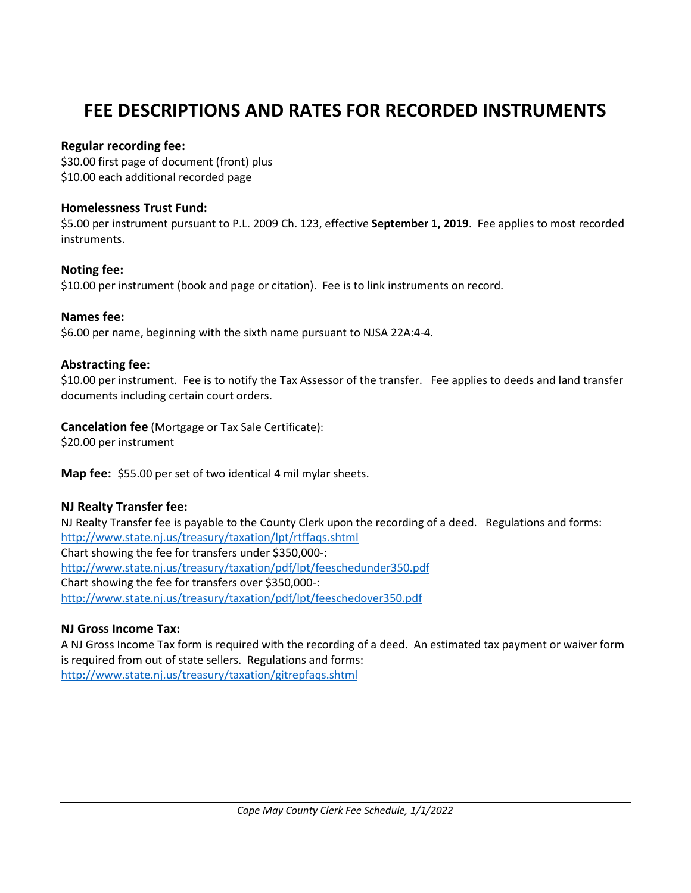# FEE DESCRIPTIONS AND RATES FOR RECORDED INSTRUMENTS

**Regular recording fee:**
$30.00 first page of document (front) plus
$10.00 each additional recorded page

**Homelessness Trust Fund:**
$5.00 per instrument pursuant to P.L. 2009 Ch. 123, effective **September 1, 2019**. Fee applies to most recorded instruments.

**Noting fee:**
$10.00 per instrument (book and page or citation). Fee is to link instruments on record.

**Names fee:**
$6.00 per name, beginning with the sixth name pursuant to NJSA 22A:4-4.

**Abstracting fee:**
$10.00 per instrument. Fee is to notify the Tax Assessor of the transfer. Fee applies to deeds and land transfer documents including certain court orders.

**Cancelation fee** (Mortgage or Tax Sale Certificate):
$20.00 per instrument

**Map fee:** $55.00 per set of two identical 4 mil mylar sheets.

**NJ Realty Transfer fee:**
NJ Realty Transfer fee is payable to the County Clerk upon the recording of a deed. Regulations and forms:
http://www.state.nj.us/treasury/taxation/lpt/rtffaqs.shtml
Chart showing the fee for transfers under $350,000-:
http://www.state.nj.us/treasury/taxation/pdf/lpt/feeschedunder350.pdf
Chart showing the fee for transfers over $350,000-:
http://www.state.nj.us/treasury/taxation/pdf/lpt/feeschedover350.pdf

**NJ Gross Income Tax:**
A NJ Gross Income Tax form is required with the recording of a deed. An estimated tax payment or waiver form is required from out of state sellers. Regulations and forms:
http://www.state.nj.us/treasury/taxation/gitrepfaqs.shtml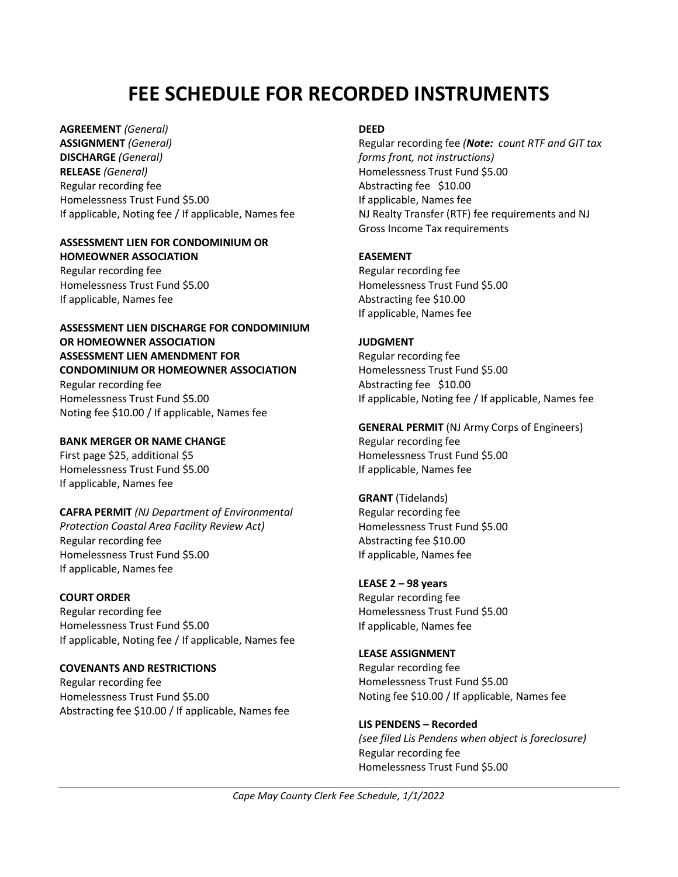# FEE SCHEDULE FOR RECORDED INSTRUMENTS

**AGREEMENT** *(General)*
**ASSIGNMENT** *(General)*
**DISCHARGE** *(General)*
**RELEASE** *(General)*
Regular recording fee
Homelessness Trust Fund $5.00
If applicable, Noting fee / If applicable, Names fee

**ASSESSMENT LIEN FOR CONDOMINIUM OR HOMEOWNER ASSOCIATION**
Regular recording fee
Homelessness Trust Fund $5.00
If applicable, Names fee

**ASSESSMENT LIEN DISCHARGE FOR CONDOMINIUM OR HOMEOWNER ASSOCIATION**
**ASSESSMENT LIEN AMENDMENT FOR CONDOMINIUM OR HOMEOWNER ASSOCIATION**
Regular recording fee
Homelessness Trust Fund $5.00
Noting fee $10.00 / If applicable, Names fee

**BANK MERGER OR NAME CHANGE**
First page $25, additional $5
Homelessness Trust Fund $5.00
If applicable, Names fee

**CAFRA PERMIT** *(NJ Department of Environmental Protection Coastal Area Facility Review Act)*
Regular recording fee
Homelessness Trust Fund $5.00
If applicable, Names fee

**COURT ORDER**
Regular recording fee
Homelessness Trust Fund $5.00
If applicable, Noting fee / If applicable, Names fee

**COVENANTS AND RESTRICTIONS**
Regular recording fee
Homelessness Trust Fund $5.00
Abstracting fee $10.00 / If applicable, Names fee

**DEED**
Regular recording fee *(**Note:** count RTF and GIT tax forms front, not instructions)*
Homelessness Trust Fund $5.00
Abstracting fee $10.00
If applicable, Names fee
NJ Realty Transfer (RTF) fee requirements and NJ Gross Income Tax requirements

**EASEMENT**
Regular recording fee
Homelessness Trust Fund $5.00
Abstracting fee $10.00
If applicable, Names fee

**JUDGMENT**
Regular recording fee
Homelessness Trust Fund $5.00
Abstracting fee $10.00
If applicable, Noting fee / If applicable, Names fee

**GENERAL PERMIT** (NJ Army Corps of Engineers)
Regular recording fee
Homelessness Trust Fund $5.00
If applicable, Names fee

**GRANT** (Tidelands)
Regular recording fee
Homelessness Trust Fund $5.00
Abstracting fee $10.00
If applicable, Names fee

**LEASE 2 – 98 years**
Regular recording fee
Homelessness Trust Fund $5.00
If applicable, Names fee

**LEASE ASSIGNMENT**
Regular recording fee
Homelessness Trust Fund $5.00
Noting fee $10.00 / If applicable, Names fee

**LIS PENDENS – Recorded**
*(see filed Lis Pendens when object is foreclosure)*
Regular recording fee
Homelessness Trust Fund $5.00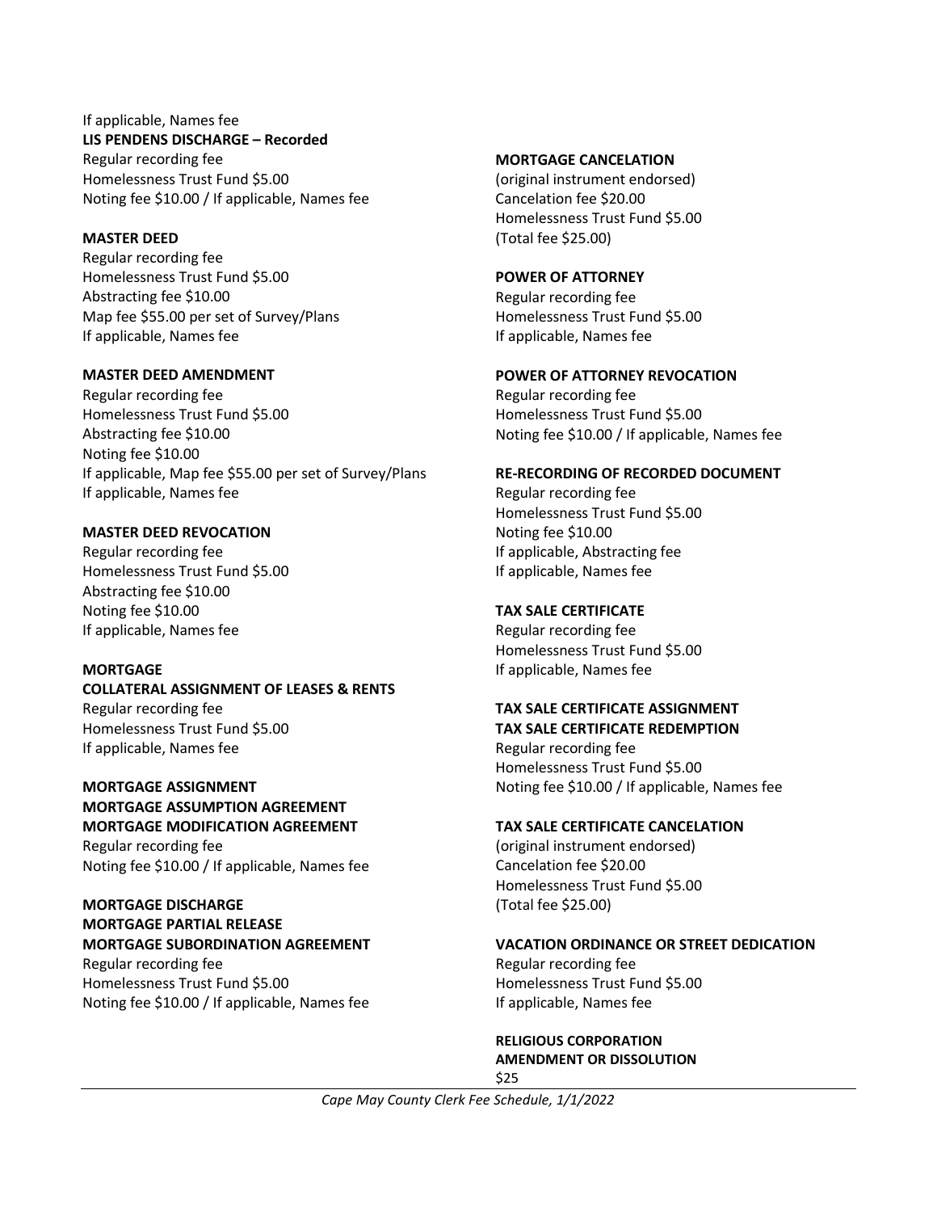If applicable, Names fee

**LIS PENDENS DISCHARGE – Recorded**
Regular recording fee
Homelessness Trust Fund $5.00
Noting fee $10.00 / If applicable, Names fee

**MASTER DEED**
Regular recording fee
Homelessness Trust Fund $5.00
Abstracting fee $10.00
Map fee $55.00 per set of Survey/Plans
If applicable, Names fee

**MASTER DEED AMENDMENT**
Regular recording fee
Homelessness Trust Fund $5.00
Abstracting fee $10.00
Noting fee $10.00
If applicable, Map fee $55.00 per set of Survey/Plans
If applicable, Names fee

**MASTER DEED REVOCATION**
Regular recording fee
Homelessness Trust Fund $5.00
Abstracting fee $10.00
Noting fee $10.00
If applicable, Names fee

**MORTGAGE**
**COLLATERAL ASSIGNMENT OF LEASES & RENTS**
Regular recording fee
Homelessness Trust Fund $5.00
If applicable, Names fee

**MORTGAGE ASSIGNMENT**
**MORTGAGE ASSUMPTION AGREEMENT**
**MORTGAGE MODIFICATION AGREEMENT**
Regular recording fee
Noting fee $10.00 / If applicable, Names fee

**MORTGAGE DISCHARGE**
**MORTGAGE PARTIAL RELEASE**
**MORTGAGE SUBORDINATION AGREEMENT**
Regular recording fee
Homelessness Trust Fund $5.00
Noting fee $10.00 / If applicable, Names fee

**MORTGAGE CANCELATION**
(original instrument endorsed)
Cancelation fee $20.00
Homelessness Trust Fund $5.00
(Total fee $25.00)

**POWER OF ATTORNEY**
Regular recording fee
Homelessness Trust Fund $5.00
If applicable, Names fee

**POWER OF ATTORNEY REVOCATION**
Regular recording fee
Homelessness Trust Fund $5.00
Noting fee $10.00 / If applicable, Names fee

**RE-RECORDING OF RECORDED DOCUMENT**
Regular recording fee
Homelessness Trust Fund $5.00
Noting fee $10.00
If applicable, Abstracting fee
If applicable, Names fee

**TAX SALE CERTIFICATE**
Regular recording fee
Homelessness Trust Fund $5.00
If applicable, Names fee

**TAX SALE CERTIFICATE ASSIGNMENT**
**TAX SALE CERTIFICATE REDEMPTION**
Regular recording fee
Homelessness Trust Fund $5.00
Noting fee $10.00 / If applicable, Names fee

**TAX SALE CERTIFICATE CANCELATION**
(original instrument endorsed)
Cancelation fee $20.00
Homelessness Trust Fund $5.00
(Total fee $25.00)

**VACATION ORDINANCE OR STREET DEDICATION**
Regular recording fee
Homelessness Trust Fund $5.00
If applicable, Names fee

**RELIGIOUS CORPORATION**
**AMENDMENT OR DISSOLUTION**
$25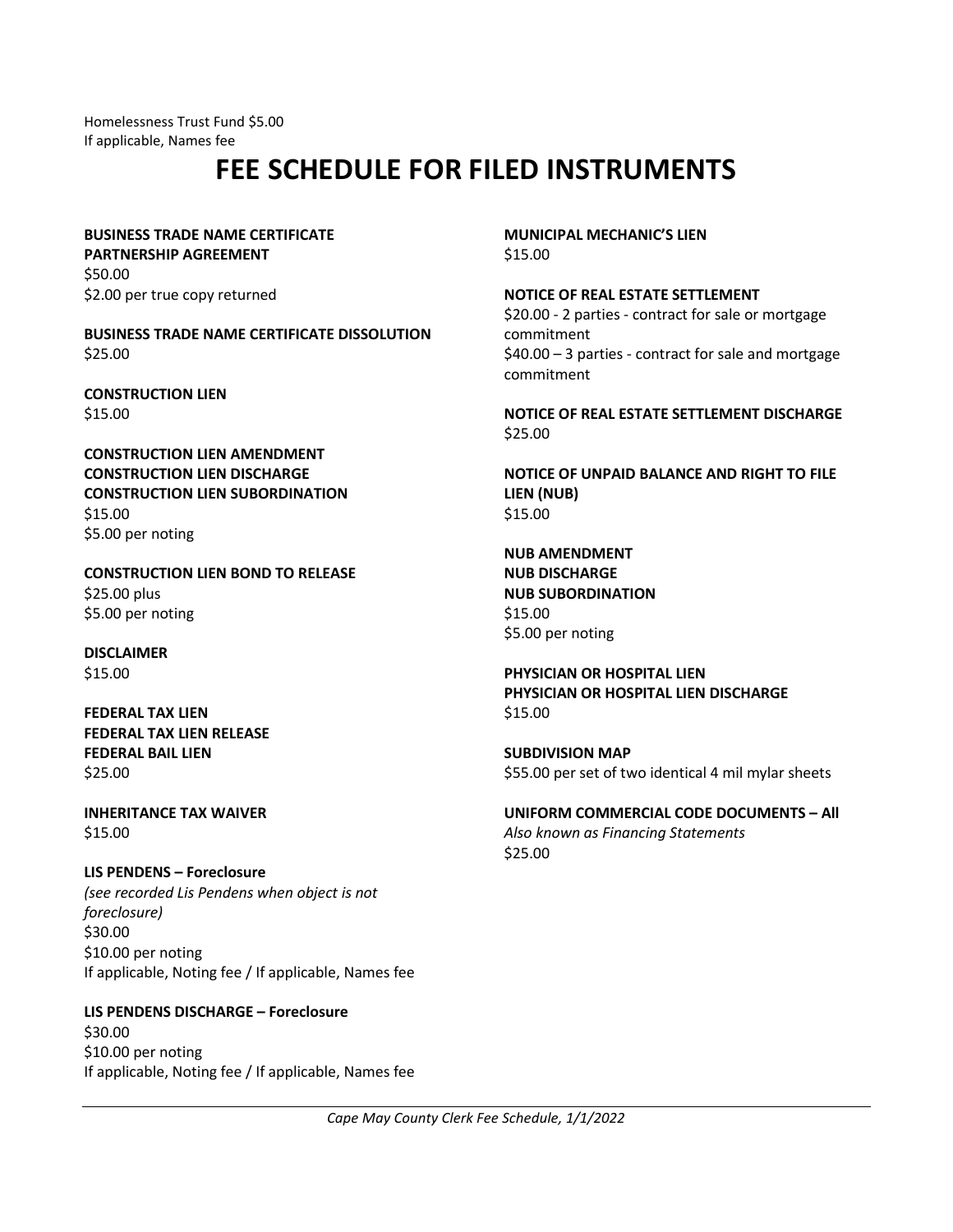Homelessness Trust Fund $5.00
If applicable, Names fee

# FEE SCHEDULE FOR FILED INSTRUMENTS

**BUSINESS TRADE NAME CERTIFICATE**
**PARTNERSHIP AGREEMENT**
$50.00
$2.00 per true copy returned

**BUSINESS TRADE NAME CERTIFICATE DISSOLUTION**
$25.00

**CONSTRUCTION LIEN**
$15.00

**CONSTRUCTION LIEN AMENDMENT**
**CONSTRUCTION LIEN DISCHARGE**
**CONSTRUCTION LIEN SUBORDINATION**
$15.00
$5.00 per noting

**CONSTRUCTION LIEN BOND TO RELEASE**
$25.00 plus
$5.00 per noting

**DISCLAIMER**
$15.00

**FEDERAL TAX LIEN**
**FEDERAL TAX LIEN RELEASE**
**FEDERAL BAIL LIEN**
$25.00

**INHERITANCE TAX WAIVER**
$15.00

**LIS PENDENS – Foreclosure**
*(see recorded Lis Pendens when object is not foreclosure)*
$30.00
$10.00 per noting
If applicable, Noting fee / If applicable, Names fee

**LIS PENDENS DISCHARGE – Foreclosure**
$30.00
$10.00 per noting
If applicable, Noting fee / If applicable, Names fee

**MUNICIPAL MECHANIC'S LIEN**
$15.00

**NOTICE OF REAL ESTATE SETTLEMENT**
$20.00 - 2 parties - contract for sale or mortgage commitment
$40.00 – 3 parties - contract for sale and mortgage commitment

**NOTICE OF REAL ESTATE SETTLEMENT DISCHARGE**
$25.00

**NOTICE OF UNPAID BALANCE AND RIGHT TO FILE LIEN (NUB)**
$15.00

**NUB AMENDMENT**
**NUB DISCHARGE**
**NUB SUBORDINATION**
$15.00
$5.00 per noting

**PHYSICIAN OR HOSPITAL LIEN**
**PHYSICIAN OR HOSPITAL LIEN DISCHARGE**
$15.00

**SUBDIVISION MAP**
$55.00 per set of two identical 4 mil mylar sheets

**UNIFORM COMMERCIAL CODE DOCUMENTS – All**
*Also known as Financing Statements*
$25.00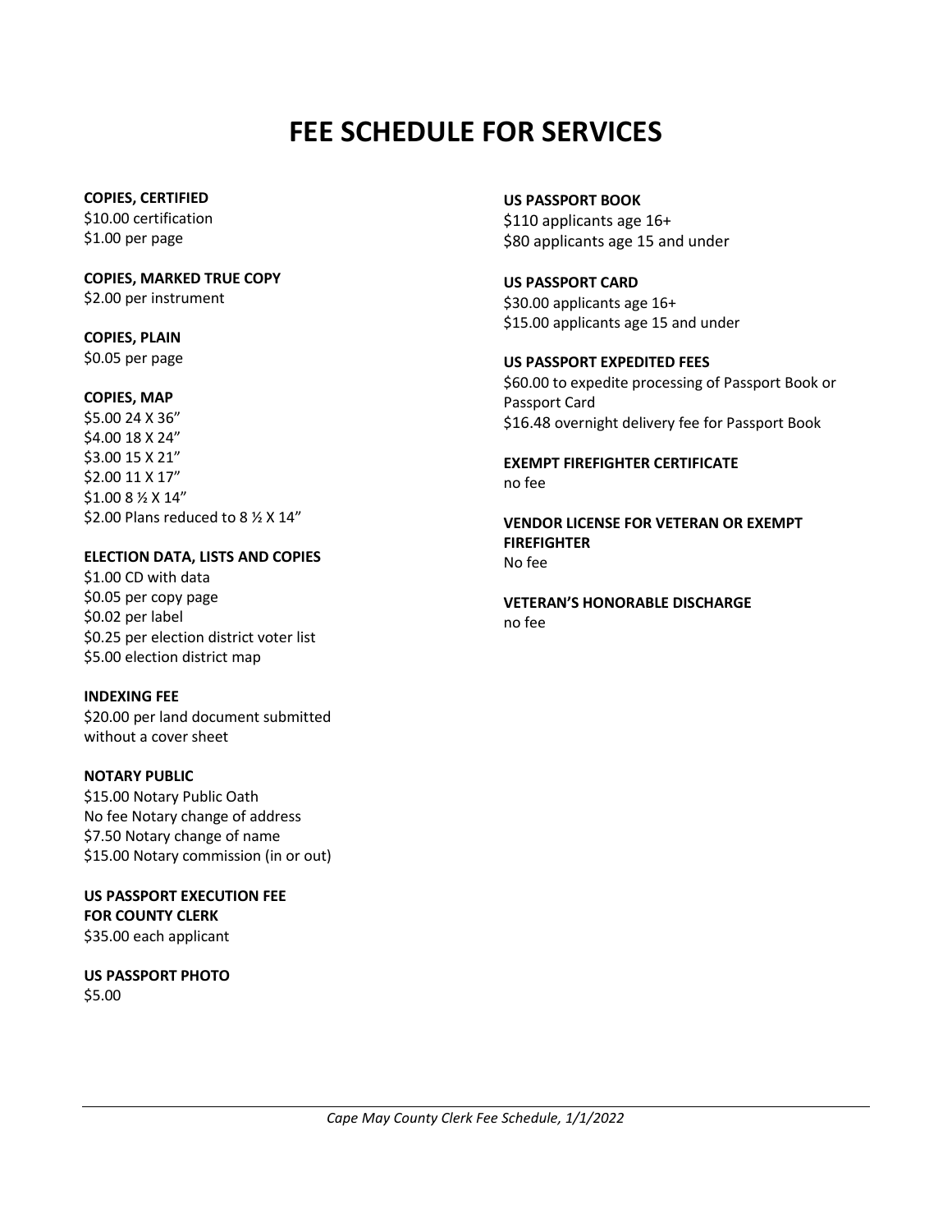# FEE SCHEDULE FOR SERVICES

**COPIES, CERTIFIED**
$10.00 certification
$1.00 per page

**COPIES, MARKED TRUE COPY**
$2.00 per instrument

**COPIES, PLAIN**
$0.05 per page

**COPIES, MAP**
$5.00 24 X 36"
$4.00 18 X 24"
$3.00 15 X 21"
$2.00 11 X 17"
$1.00 8 ½ X 14"
$2.00 Plans reduced to 8 ½ X 14"

**ELECTION DATA, LISTS AND COPIES**
$1.00 CD with data
$0.05 per copy page
$0.02 per label
$0.25 per election district voter list
$5.00 election district map

**INDEXING FEE**
$20.00 per land document submitted without a cover sheet

**NOTARY PUBLIC**
$15.00 Notary Public Oath
No fee Notary change of address
$7.50 Notary change of name
$15.00 Notary commission (in or out)

**US PASSPORT EXECUTION FEE FOR COUNTY CLERK**
$35.00 each applicant

**US PASSPORT PHOTO**
$5.00

**US PASSPORT BOOK**
$110 applicants age 16+
$80 applicants age 15 and under

**US PASSPORT CARD**
$30.00 applicants age 16+
$15.00 applicants age 15 and under

**US PASSPORT EXPEDITED FEES**
$60.00 to expedite processing of Passport Book or Passport Card
$16.48 overnight delivery fee for Passport Book

**EXEMPT FIREFIGHTER CERTIFICATE**
no fee

**VENDOR LICENSE FOR VETERAN OR EXEMPT FIREFIGHTER**
No fee

**VETERAN'S HONORABLE DISCHARGE**
no fee

*Cape May County Clerk Fee Schedule, 1/1/2022*